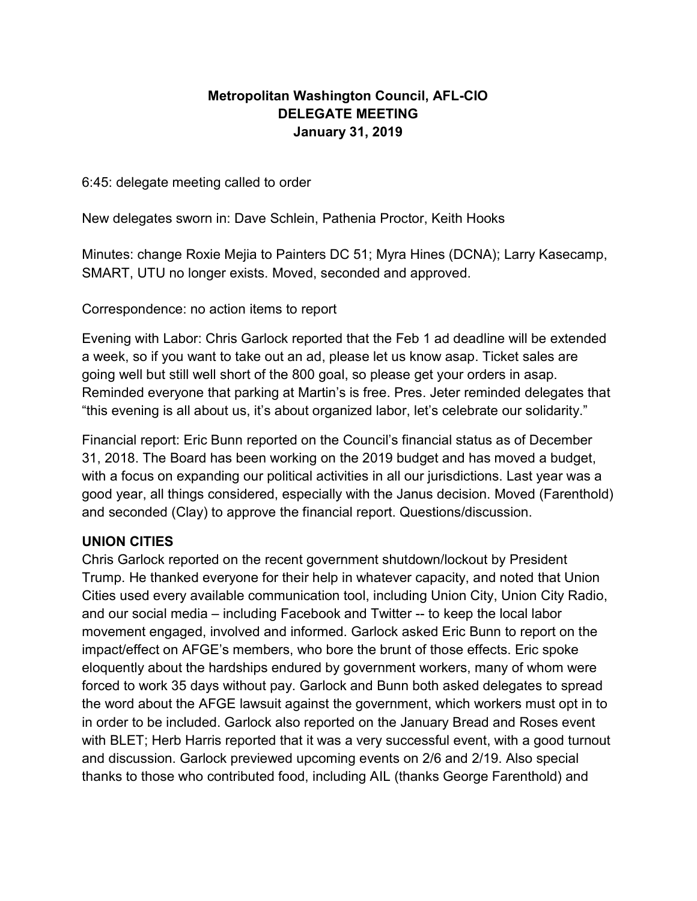# Metropolitan Washington Council, AFL-CIO
## DELEGATE MEETING
### January 31, 2019

6:45: delegate meeting called to order

New delegates sworn in: Dave Schlein, Pathenia Proctor, Keith Hooks

Minutes: change Roxie Mejia to Painters DC 51; Myra Hines (DCNA); Larry Kasecamp, SMART, UTU no longer exists. Moved, seconded and approved.

Correspondence: no action items to report

Evening with Labor: Chris Garlock reported that the Feb 1 ad deadline will be extended a week, so if you want to take out an ad, please let us know asap. Ticket sales are going well but still well short of the 800 goal, so please get your orders in asap. Reminded everyone that parking at Martin's is free. Pres. Jeter reminded delegates that "this evening is all about us, it's about organized labor, let's celebrate our solidarity."

Financial report: Eric Bunn reported on the Council's financial status as of December 31, 2018. The Board has been working on the 2019 budget and has moved a budget, with a focus on expanding our political activities in all our jurisdictions. Last year was a good year, all things considered, especially with the Janus decision. Moved (Farenthold) and seconded (Clay) to approve the financial report. Questions/discussion.

**UNION CITIES**

Chris Garlock reported on the recent government shutdown/lockout by President Trump. He thanked everyone for their help in whatever capacity, and noted that Union Cities used every available communication tool, including Union City, Union City Radio, and our social media – including Facebook and Twitter -- to keep the local labor movement engaged, involved and informed. Garlock asked Eric Bunn to report on the impact/effect on AFGE's members, who bore the brunt of those effects. Eric spoke eloquently about the hardships endured by government workers, many of whom were forced to work 35 days without pay. Garlock and Bunn both asked delegates to spread the word about the AFGE lawsuit against the government, which workers must opt in to in order to be included. Garlock also reported on the January Bread and Roses event with BLET; Herb Harris reported that it was a very successful event, with a good turnout and discussion. Garlock previewed upcoming events on 2/6 and 2/19. Also special thanks to those who contributed food, including AIL (thanks George Farenthold) and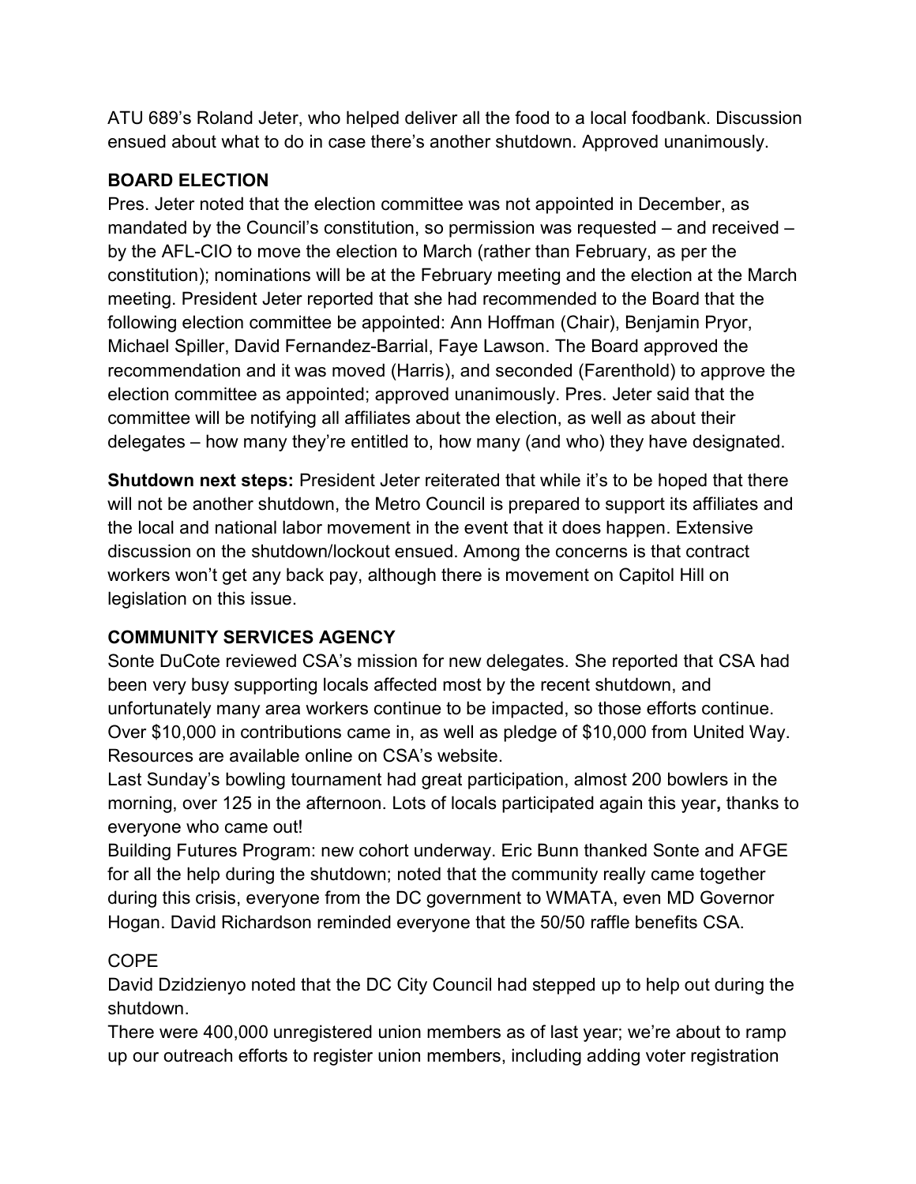ATU 689's Roland Jeter, who helped deliver all the food to a local foodbank. Discussion ensued about what to do in case there's another shutdown. Approved unanimously.

**BOARD ELECTION**

Pres. Jeter noted that the election committee was not appointed in December, as mandated by the Council's constitution, so permission was requested – and received – by the AFL-CIO to move the election to March (rather than February, as per the constitution); nominations will be at the February meeting and the election at the March meeting. President Jeter reported that she had recommended to the Board that the following election committee be appointed: Ann Hoffman (Chair), Benjamin Pryor, Michael Spiller, David Fernandez-Barrial, Faye Lawson. The Board approved the recommendation and it was moved (Harris), and seconded (Farenthold) to approve the election committee as appointed; approved unanimously. Pres. Jeter said that the committee will be notifying all affiliates about the election, as well as about their delegates – how many they're entitled to, how many (and who) they have designated.

**Shutdown next steps:** President Jeter reiterated that while it's to be hoped that there will not be another shutdown, the Metro Council is prepared to support its affiliates and the local and national labor movement in the event that it does happen. Extensive discussion on the shutdown/lockout ensued. Among the concerns is that contract workers won't get any back pay, although there is movement on Capitol Hill on legislation on this issue.

**COMMUNITY SERVICES AGENCY**

Sonte DuCote reviewed CSA's mission for new delegates. She reported that CSA had been very busy supporting locals affected most by the recent shutdown, and unfortunately many area workers continue to be impacted, so those efforts continue. Over $10,000 in contributions came in, as well as pledge of $10,000 from United Way. Resources are available online on CSA's website.

Last Sunday's bowling tournament had great participation, almost 200 bowlers in the morning, over 125 in the afternoon. Lots of locals participated again this year**,** thanks to everyone who came out!

Building Futures Program: new cohort underway. Eric Bunn thanked Sonte and AFGE for all the help during the shutdown; noted that the community really came together during this crisis, everyone from the DC government to WMATA, even MD Governor Hogan. David Richardson reminded everyone that the 50/50 raffle benefits CSA.

COPE

David Dzidzienyo noted that the DC City Council had stepped up to help out during the shutdown.

There were 400,000 unregistered union members as of last year; we're about to ramp up our outreach efforts to register union members, including adding voter registration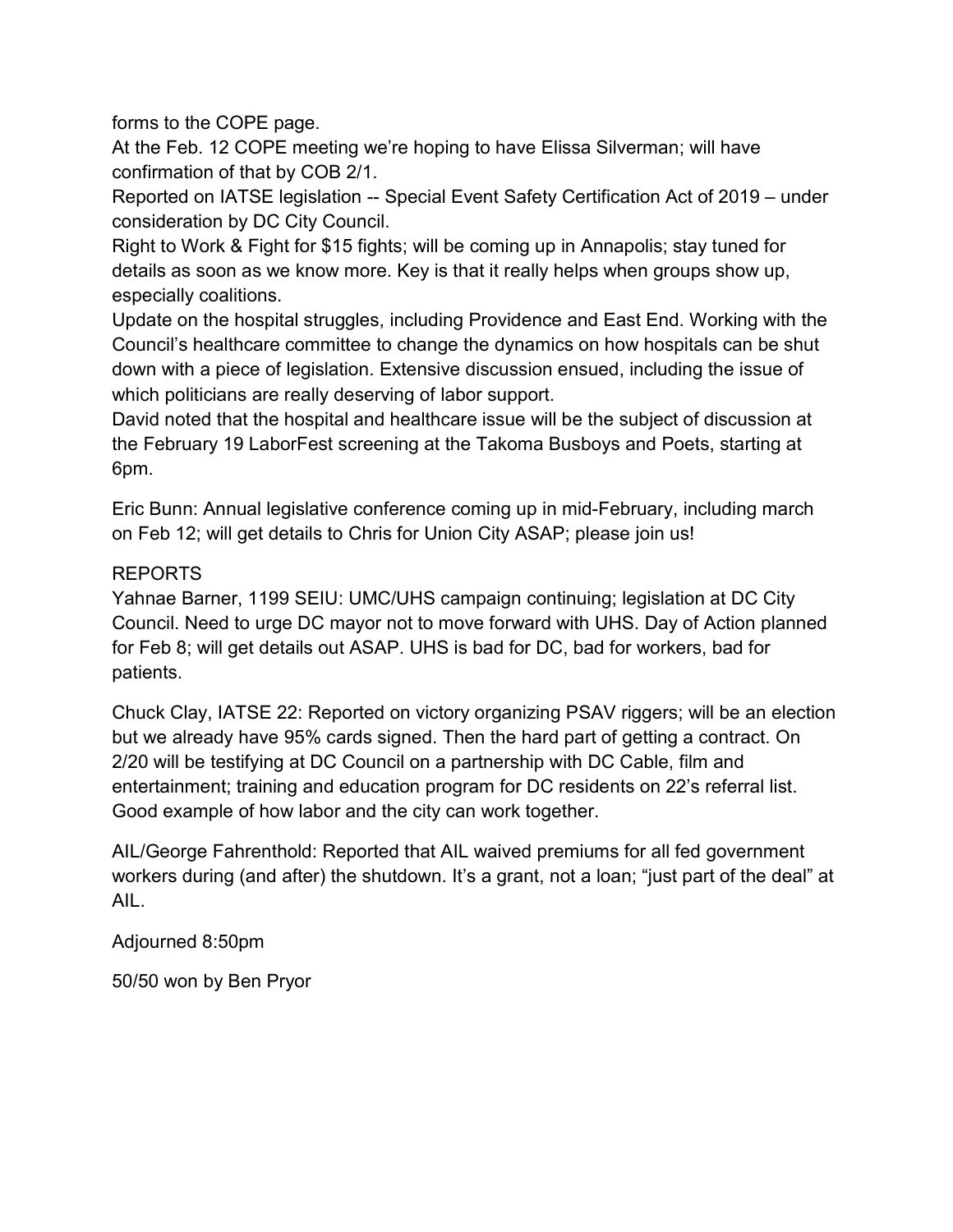forms to the COPE page.

At the Feb. 12 COPE meeting we're hoping to have Elissa Silverman; will have confirmation of that by COB 2/1.

Reported on IATSE legislation -- Special Event Safety Certification Act of 2019 – under consideration by DC City Council.

Right to Work & Fight for $15 fights; will be coming up in Annapolis; stay tuned for details as soon as we know more. Key is that it really helps when groups show up, especially coalitions.

Update on the hospital struggles, including Providence and East End. Working with the Council's healthcare committee to change the dynamics on how hospitals can be shut down with a piece of legislation. Extensive discussion ensued, including the issue of which politicians are really deserving of labor support.

David noted that the hospital and healthcare issue will be the subject of discussion at the February 19 LaborFest screening at the Takoma Busboys and Poets, starting at 6pm.

Eric Bunn: Annual legislative conference coming up in mid-February, including march on Feb 12; will get details to Chris for Union City ASAP; please join us!

REPORTS

Yahnae Barner, 1199 SEIU: UMC/UHS campaign continuing; legislation at DC City Council. Need to urge DC mayor not to move forward with UHS. Day of Action planned for Feb 8; will get details out ASAP. UHS is bad for DC, bad for workers, bad for patients.

Chuck Clay, IATSE 22: Reported on victory organizing PSAV riggers; will be an election but we already have 95% cards signed. Then the hard part of getting a contract. On 2/20 will be testifying at DC Council on a partnership with DC Cable, film and entertainment; training and education program for DC residents on 22's referral list. Good example of how labor and the city can work together.

AIL/George Fahrenthold: Reported that AIL waived premiums for all fed government workers during (and after) the shutdown. It's a grant, not a loan; "just part of the deal" at AIL.

Adjourned 8:50pm

50/50 won by Ben Pryor